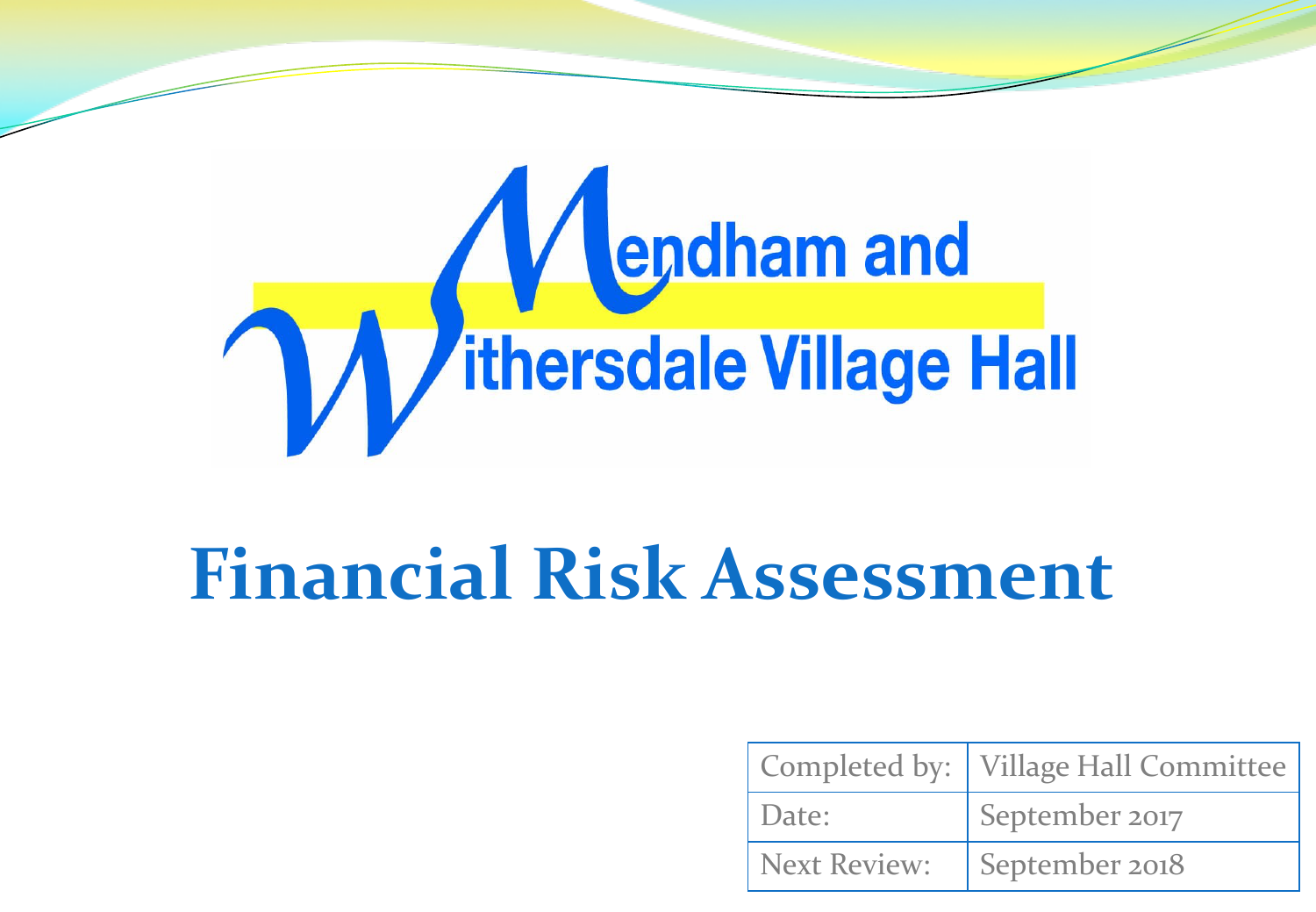Mendham and Withersdale Village Hall

# Financial Risk Assessment

| Completed by: | Village Hall Committee |
| --- | --- |
| Date: | September 2017 |
| Next Review: | September 2018 |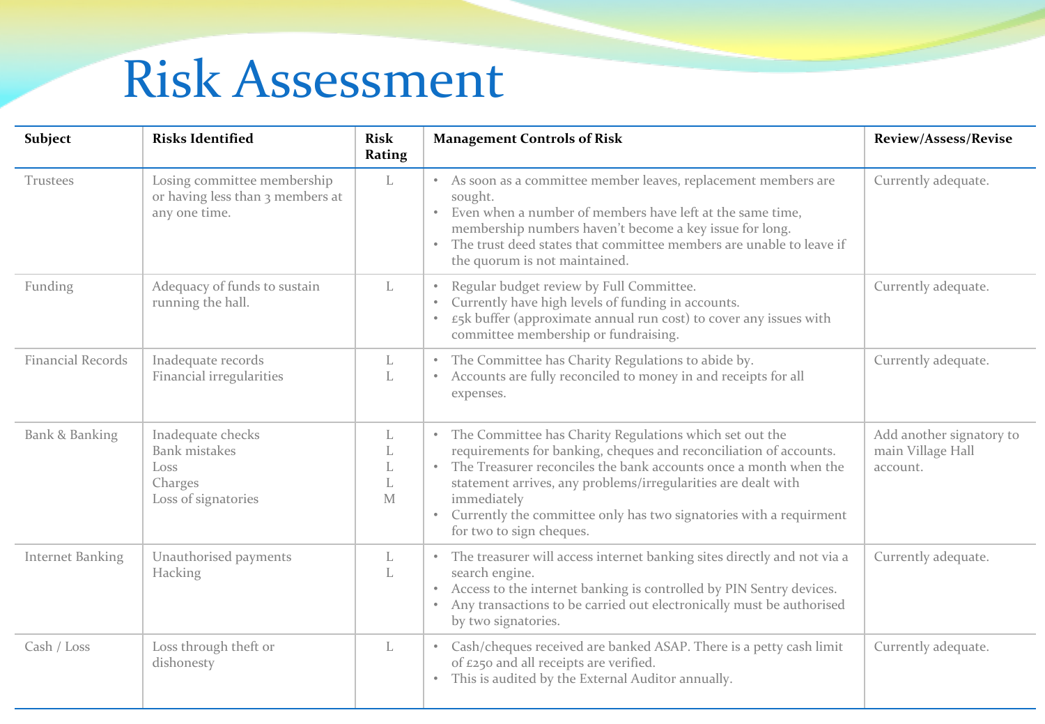# Risk Assessment

| Subject | Risks Identified | Risk Rating | Management Controls of Risk | Review/Assess/Revise |
|---|---|---|---|---|
| Trustees | Losing committee membership or having less than 3 members at any one time. | L | • As soon as a committee member leaves, replacement members are sought.<br>• Even when a number of members have left at the same time, membership numbers haven't become a key issue for long.<br>• The trust deed states that committee members are unable to leave if the quorum is not maintained. | Currently adequate. |
| Funding | Adequacy of funds to sustain running the hall. | L | • Regular budget review by Full Committee.<br>• Currently have high levels of funding in accounts.<br>• £5k buffer (approximate annual run cost) to cover any issues with committee membership or fundraising. | Currently adequate. |
| Financial Records | Inadequate records<br>Financial irregularities | L<br>L | • The Committee has Charity Regulations to abide by.<br>• Accounts are fully reconciled to money in and receipts for all expenses. | Currently adequate. |
| Bank & Banking | Inadequate checks<br>Bank mistakes<br>Loss<br>Charges<br>Loss of signatories | L<br>L<br>L<br>L<br>M | • The Committee has Charity Regulations which set out the requirements for banking, cheques and reconciliation of accounts.<br>• The Treasurer reconciles the bank accounts once a month when the statement arrives, any problems/irregularities are dealt with immediately<br>• Currently the committee only has two signatories with a requirment for two to sign cheques. | Add another signatory to main Village Hall account. |
| Internet Banking | Unauthorised payments<br>Hacking | L<br>L | • The treasurer will access internet banking sites directly and not via a search engine.<br>• Access to the internet banking is controlled by PIN Sentry devices.<br>• Any transactions to be carried out electronically must be authorised by two signatories. | Currently adequate. |
| Cash / Loss | Loss through theft or dishonesty | L | • Cash/cheques received are banked ASAP. There is a petty cash limit of £250 and all receipts are verified.<br>• This is audited by the External Auditor annually. | Currently adequate. |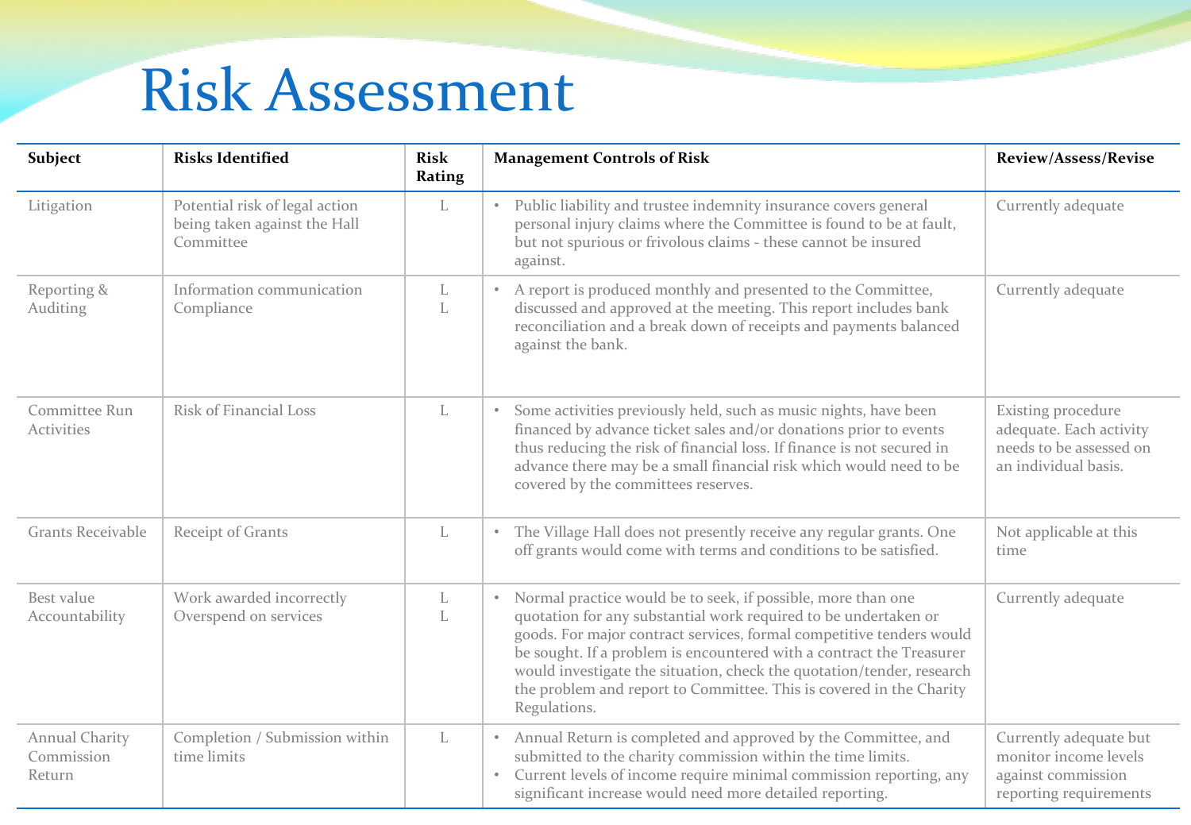# Risk Assessment

| Subject | Risks Identified | Risk Rating | Management Controls of Risk | Review/Assess/Revise |
|---|---|---|---|---|
| Litigation | Potential risk of legal action being taken against the Hall Committee | L | • Public liability and trustee indemnity insurance covers general personal injury claims where the Committee is found to be at fault, but not spurious or frivolous claims - these cannot be insured against. | Currently adequate |
| Reporting & Auditing | Information communication<br>Compliance | L<br>L | • A report is produced monthly and presented to the Committee, discussed and approved at the meeting. This report includes bank reconciliation and a break down of receipts and payments balanced against the bank. | Currently adequate |
| Committee Run Activities | Risk of Financial Loss | L | • Some activities previously held, such as music nights, have been financed by advance ticket sales and/or donations prior to events thus reducing the risk of financial loss. If finance is not secured in advance there may be a small financial risk which would need to be covered by the committees reserves. | Existing procedure adequate. Each activity needs to be assessed on an individual basis. |
| Grants Receivable | Receipt of Grants | L | • The Village Hall does not presently receive any regular grants. One off grants would come with terms and conditions to be satisfied. | Not applicable at this time |
| Best value Accountability | Work awarded incorrectly<br>Overspend on services | L<br>L | • Normal practice would be to seek, if possible, more than one quotation for any substantial work required to be undertaken or goods. For major contract services, formal competitive tenders would be sought. If a problem is encountered with a contract the Treasurer would investigate the situation, check the quotation/tender, research the problem and report to Committee. This is covered in the Charity Regulations. | Currently adequate |
| Annual Charity Commission Return | Completion / Submission within time limits | L | • Annual Return is completed and approved by the Committee, and submitted to the charity commission within the time limits.<br>• Current levels of income require minimal commission reporting, any significant increase would need more detailed reporting. | Currently adequate but monitor income levels against commission reporting requirements |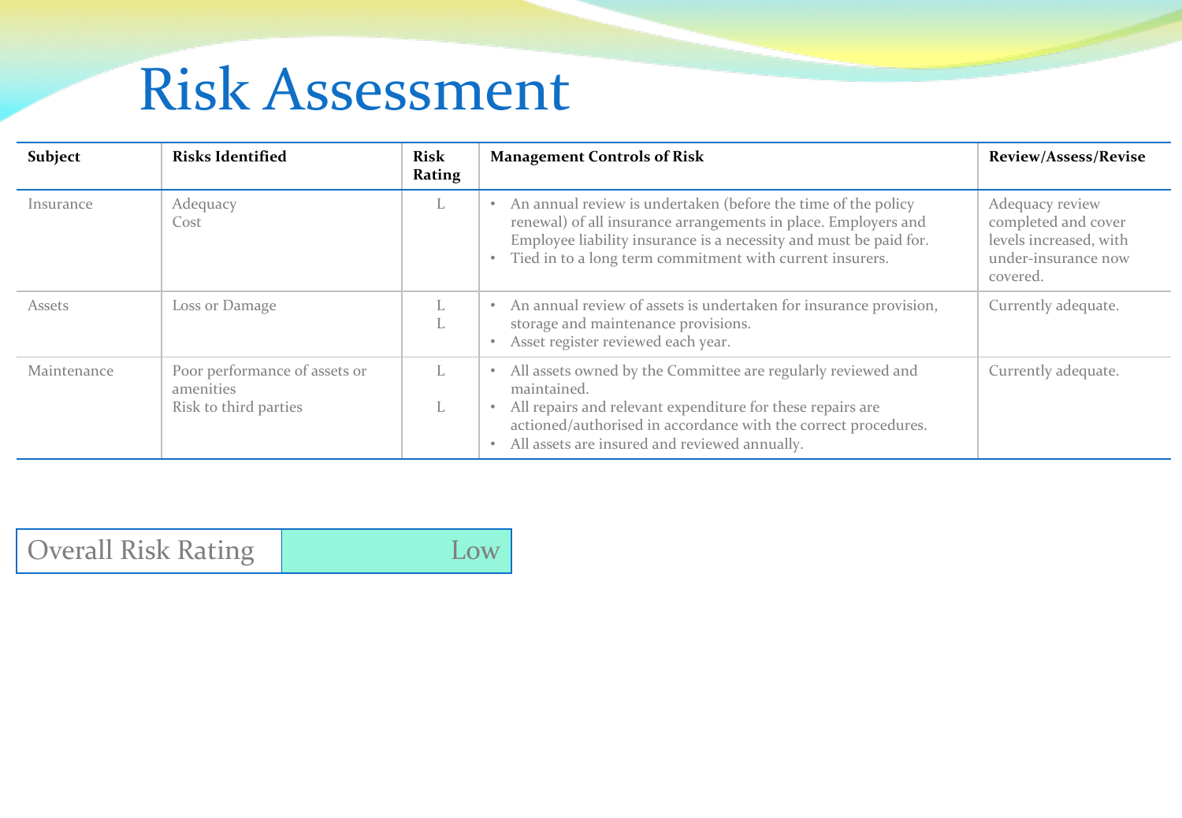# Risk Assessment

| Subject | Risks Identified | Risk Rating | Management Controls of Risk | Review/Assess/Revise |
|---|---|---|---|---|
| Insurance | Adequacy<br>Cost | L | • An annual review is undertaken (before the time of the policy renewal) of all insurance arrangements in place. Employers and Employee liability insurance is a necessity and must be paid for.<br>• Tied in to a long term commitment with current insurers. | Adequacy review completed and cover levels increased, with under-insurance now covered. |
| Assets | Loss or Damage | L<br>L | • An annual review of assets is undertaken for insurance provision, storage and maintenance provisions.<br>• Asset register reviewed each year. | Currently adequate. |
| Maintenance | Poor performance of assets or amenities<br>Risk to third parties | L<br>L | • All assets owned by the Committee are regularly reviewed and maintained.<br>• All repairs and relevant expenditure for these repairs are actioned/authorised in accordance with the correct procedures.<br>• All assets are insured and reviewed annually. | Currently adequate. |

| | |
|---|---|
| Overall Risk Rating | Low |